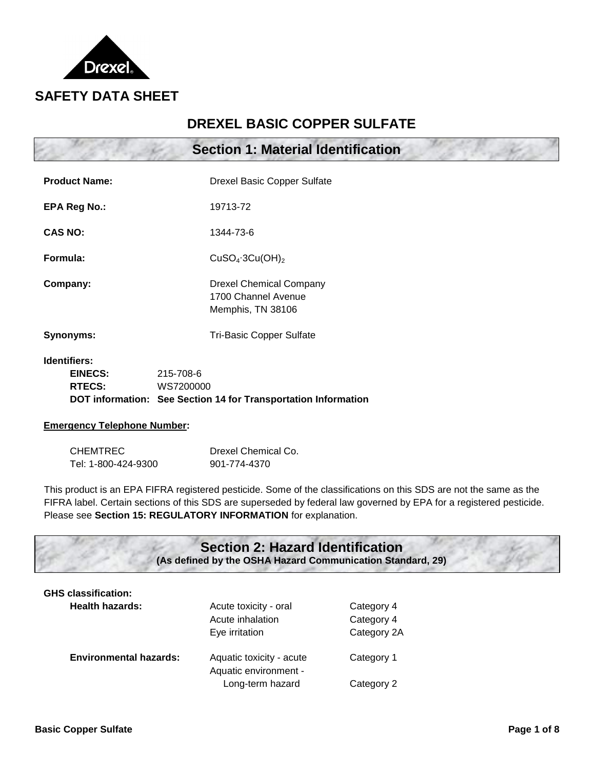# SAFETY DATA SHEET

## DREXEL BASIC COPPER SULFATE

## Section 1: Material Identification

**Product Name:** Drexel Basic Copper Sulfate

**EPA Reg No.:** 19713-72

**CAS NO:** 1344-73-6

**Formula:** $CuSO_4 \cdot 3Cu(OH)_2$

**Company:** Drexel Chemical Company
1700 Channel Avenue
Memphis, TN 38106

**Synonyms:** Tri-Basic Copper Sulfate

**Identifiers:**

- **EINECS:** 215-708-6
- **RTECS:** WS7200000
- **DOT information:** **See Section 14 for Transportation Information**

**Emergency Telephone Number:**

| CHEMTREC | Drexel Chemical Co. |
|---|---|
| Tel: 1-800-424-9300 | 901-774-4370 |

This product is an EPA FIFRA registered pesticide. Some of the classifications on this SDS are not the same as the FIFRA label. Certain sections of this SDS are superseded by federal law governed by EPA for a registered pesticide. Please see **Section 15: REGULATORY INFORMATION** for explanation.

## Section 2: Hazard Identification

**(As defined by the OSHA Hazard Communication Standard, 29)**

**GHS classification:**

| | | |
|---|---|---|
| **Health hazards:** | Acute toxicity - oral | Category 4 |
| | Acute inhalation | Category 4 |
| | Eye irritation | Category 2A |
| **Environmental hazards:** | Aquatic toxicity - acute | Category 1 |
| | Aquatic environment - Long-term hazard | Category 2 |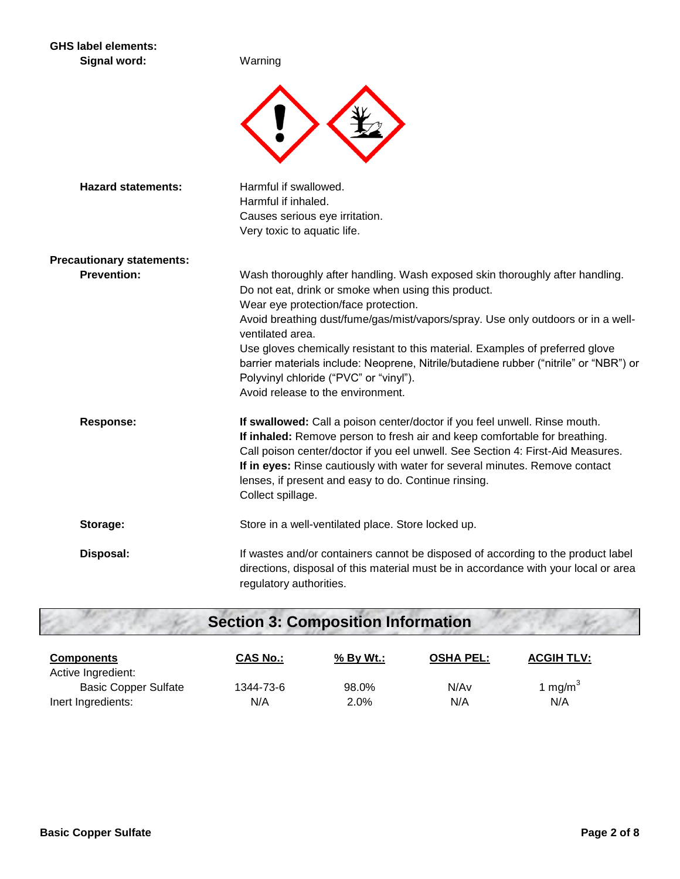**GHS label elements:**

**Signal word:** Warning

**Hazard statements:**
Harmful if swallowed.
Harmful if inhaled.
Causes serious eye irritation.
Very toxic to aquatic life.

**Precautionary statements:**

**Prevention:**
Wash thoroughly after handling. Wash exposed skin thoroughly after handling.
Do not eat, drink or smoke when using this product.
Wear eye protection/face protection.
Avoid breathing dust/fume/gas/mist/vapors/spray. Use only outdoors or in a well-ventilated area.
Use gloves chemically resistant to this material. Examples of preferred glove barrier materials include: Neoprene, Nitrile/butadiene rubber ("nitrile" or "NBR") or Polyvinyl chloride ("PVC" or "vinyl").
Avoid release to the environment.

**Response:**
**If swallowed:** Call a poison center/doctor if you feel unwell. Rinse mouth.
**If inhaled:** Remove person to fresh air and keep comfortable for breathing.
Call poison center/doctor if you eel unwell. See Section 4: First-Aid Measures.
**If in eyes:** Rinse cautiously with water for several minutes. Remove contact lenses, if present and easy to do. Continue rinsing.
Collect spillage.

**Storage:** Store in a well-ventilated place. Store locked up.

**Disposal:** If wastes and/or containers cannot be disposed of according to the product label directions, disposal of this material must be in accordance with your local or area regulatory authorities.

## Section 3: Composition Information

| Components | CAS No.: | % By Wt.: | OSHA PEL: | ACGIH TLV: |
|---|---|---|---|---|
| Active Ingredient: | | | | |
| Basic Copper Sulfate | 1344-73-6 | 98.0% | N/Av | 1 $mg/m^3$ |
| Inert Ingredients: | N/A | 2.0% | N/A | N/A |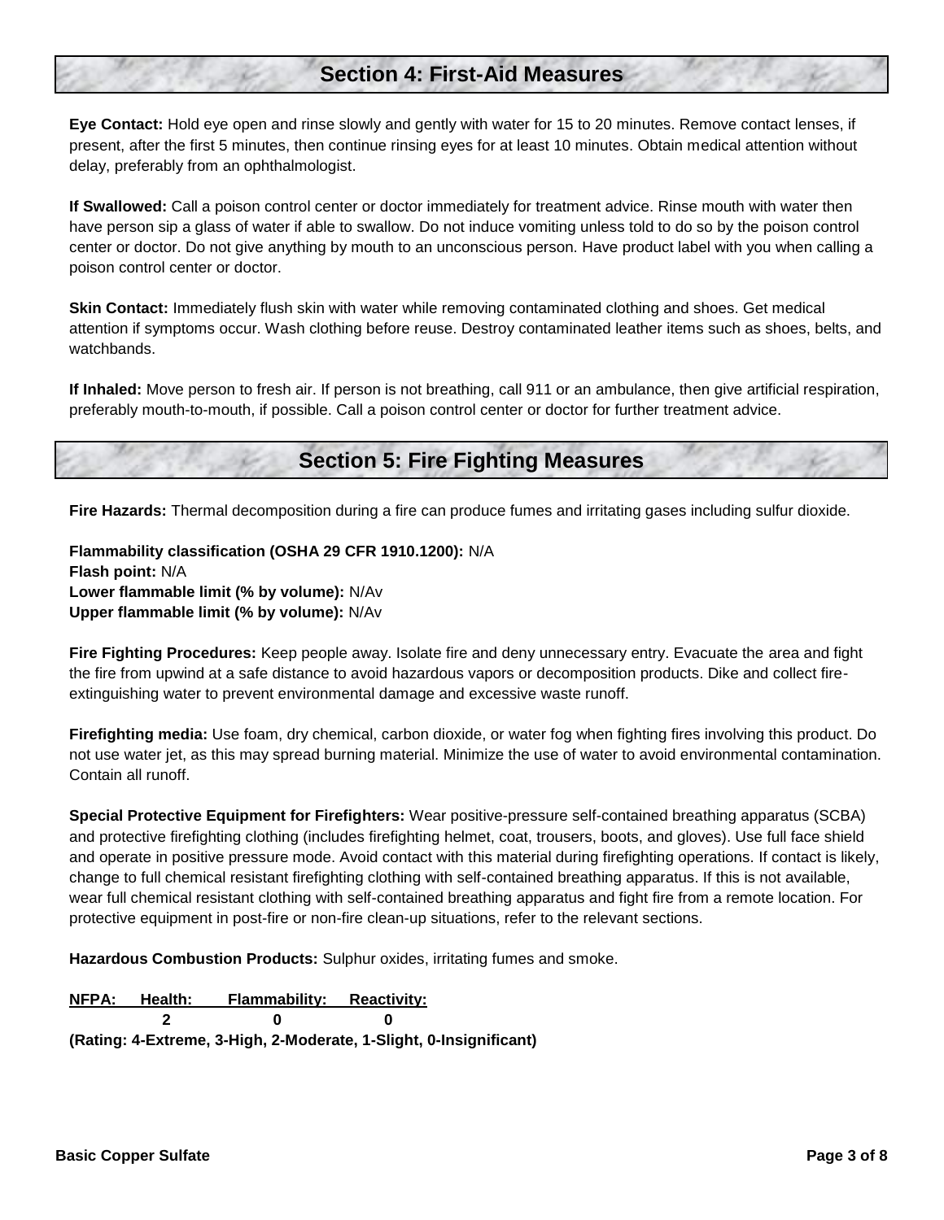## Section 4: First-Aid Measures

**Eye Contact:** Hold eye open and rinse slowly and gently with water for 15 to 20 minutes. Remove contact lenses, if present, after the first 5 minutes, then continue rinsing eyes for at least 10 minutes. Obtain medical attention without delay, preferably from an ophthalmologist.

**If Swallowed:** Call a poison control center or doctor immediately for treatment advice. Rinse mouth with water then have person sip a glass of water if able to swallow. Do not induce vomiting unless told to do so by the poison control center or doctor. Do not give anything by mouth to an unconscious person. Have product label with you when calling a poison control center or doctor.

**Skin Contact:** Immediately flush skin with water while removing contaminated clothing and shoes. Get medical attention if symptoms occur. Wash clothing before reuse. Destroy contaminated leather items such as shoes, belts, and watchbands.

**If Inhaled:** Move person to fresh air. If person is not breathing, call 911 or an ambulance, then give artificial respiration, preferably mouth-to-mouth, if possible. Call a poison control center or doctor for further treatment advice.

## Section 5: Fire Fighting Measures

**Fire Hazards:** Thermal decomposition during a fire can produce fumes and irritating gases including sulfur dioxide.

**Flammability classification (OSHA 29 CFR 1910.1200):** N/A
**Flash point:** N/A
**Lower flammable limit (% by volume):** N/Av
**Upper flammable limit (% by volume):** N/Av

**Fire Fighting Procedures:** Keep people away. Isolate fire and deny unnecessary entry. Evacuate the area and fight the fire from upwind at a safe distance to avoid hazardous vapors or decomposition products. Dike and collect fire-extinguishing water to prevent environmental damage and excessive waste runoff.

**Firefighting media:** Use foam, dry chemical, carbon dioxide, or water fog when fighting fires involving this product. Do not use water jet, as this may spread burning material. Minimize the use of water to avoid environmental contamination. Contain all runoff.

**Special Protective Equipment for Firefighters:** Wear positive-pressure self-contained breathing apparatus (SCBA) and protective firefighting clothing (includes firefighting helmet, coat, trousers, boots, and gloves). Use full face shield and operate in positive pressure mode. Avoid contact with this material during firefighting operations. If contact is likely, change to full chemical resistant firefighting clothing with self-contained breathing apparatus. If this is not available, wear full chemical resistant clothing with self-contained breathing apparatus and fight fire from a remote location. For protective equipment in post-fire or non-fire clean-up situations, refer to the relevant sections.

**Hazardous Combustion Products:** Sulphur oxides, irritating fumes and smoke.

| NFPA: | Health: | Flammability: | Reactivity: |
|---|---|---|---|
| | 2 | 0 | 0 |

**(Rating: 4-Extreme, 3-High, 2-Moderate, 1-Slight, 0-Insignificant)**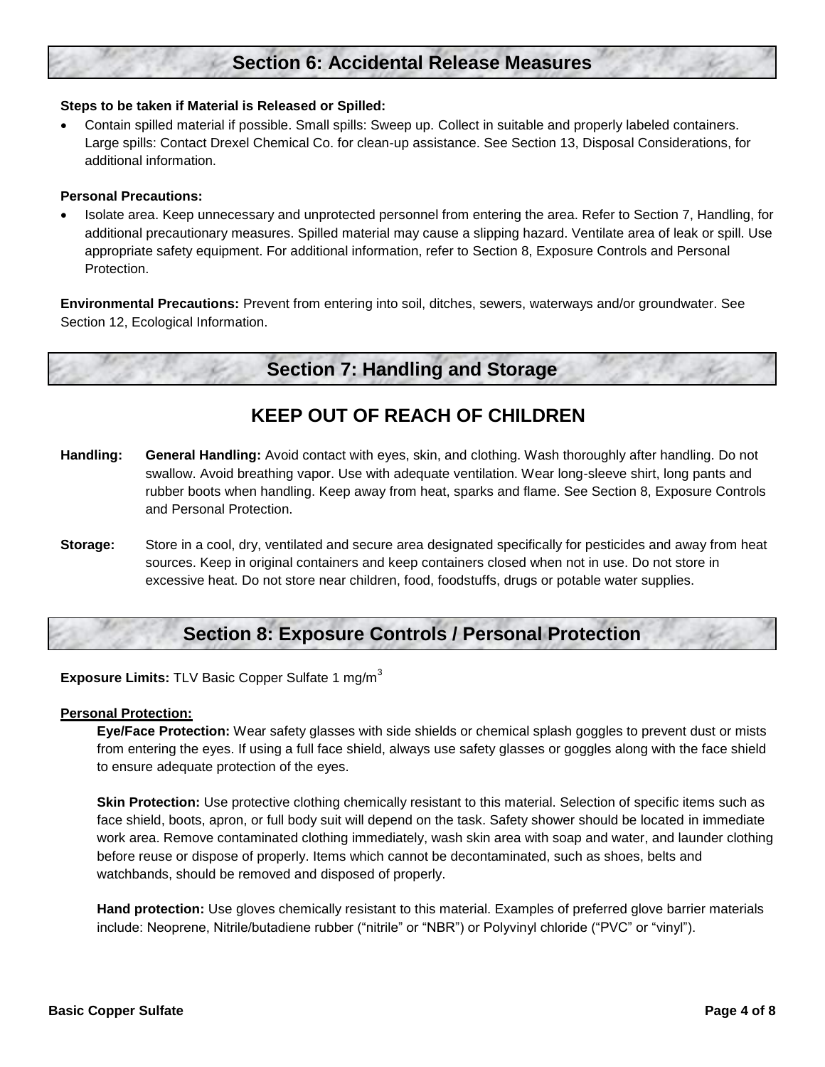## Section 6: Accidental Release Measures

**Steps to be taken if Material is Released or Spilled:**

- Contain spilled material if possible. Small spills: Sweep up. Collect in suitable and properly labeled containers. Large spills: Contact Drexel Chemical Co. for clean-up assistance. See Section 13, Disposal Considerations, for additional information.

**Personal Precautions:**

- Isolate area. Keep unnecessary and unprotected personnel from entering the area. Refer to Section 7, Handling, for additional precautionary measures. Spilled material may cause a slipping hazard. Ventilate area of leak or spill. Use appropriate safety equipment. For additional information, refer to Section 8, Exposure Controls and Personal Protection.

**Environmental Precautions:** Prevent from entering into soil, ditches, sewers, waterways and/or groundwater. See Section 12, Ecological Information.

## Section 7: Handling and Storage

### KEEP OUT OF REACH OF CHILDREN

**Handling:** **General Handling:** Avoid contact with eyes, skin, and clothing. Wash thoroughly after handling. Do not swallow. Avoid breathing vapor. Use with adequate ventilation. Wear long-sleeve shirt, long pants and rubber boots when handling. Keep away from heat, sparks and flame. See Section 8, Exposure Controls and Personal Protection.

**Storage:** Store in a cool, dry, ventilated and secure area designated specifically for pesticides and away from heat sources. Keep in original containers and keep containers closed when not in use. Do not store in excessive heat. Do not store near children, food, foodstuffs, drugs or potable water supplies.

## Section 8: Exposure Controls / Personal Protection

**Exposure Limits:** TLV Basic Copper Sulfate 1 $mg/m^3$

**Personal Protection:**

**Eye/Face Protection:** Wear safety glasses with side shields or chemical splash goggles to prevent dust or mists from entering the eyes. If using a full face shield, always use safety glasses or goggles along with the face shield to ensure adequate protection of the eyes.

**Skin Protection:** Use protective clothing chemically resistant to this material. Selection of specific items such as face shield, boots, apron, or full body suit will depend on the task. Safety shower should be located in immediate work area. Remove contaminated clothing immediately, wash skin area with soap and water, and launder clothing before reuse or dispose of properly. Items which cannot be decontaminated, such as shoes, belts and watchbands, should be removed and disposed of properly.

**Hand protection:** Use gloves chemically resistant to this material. Examples of preferred glove barrier materials include: Neoprene, Nitrile/butadiene rubber ("nitrile" or "NBR") or Polyvinyl chloride ("PVC" or "vinyl").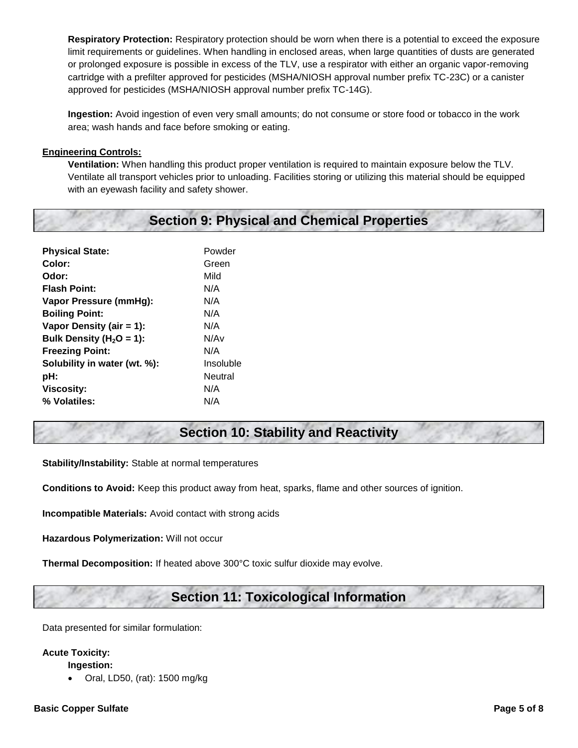**Respiratory Protection:** Respiratory protection should be worn when there is a potential to exceed the exposure limit requirements or guidelines. When handling in enclosed areas, when large quantities of dusts are generated or prolonged exposure is possible in excess of the TLV, use a respirator with either an organic vapor-removing cartridge with a prefilter approved for pesticides (MSHA/NIOSH approval number prefix TC-23C) or a canister approved for pesticides (MSHA/NIOSH approval number prefix TC-14G).

**Ingestion:** Avoid ingestion of even very small amounts; do not consume or store food or tobacco in the work area; wash hands and face before smoking or eating.

**Engineering Controls:**

**Ventilation:** When handling this product proper ventilation is required to maintain exposure below the TLV. Ventilate all transport vehicles prior to unloading. Facilities storing or utilizing this material should be equipped with an eyewash facility and safety shower.

## Section 9: Physical and Chemical Properties

| | |
|---|---|
| **Physical State:** | Powder |
| **Color:** | Green |
| **Odor:** | Mild |
| **Flash Point:** | N/A |
| **Vapor Pressure (mmHg):** | N/A |
| **Boiling Point:** | N/A |
| **Vapor Density (air = 1):** | N/A |
| **Bulk Density ($H_2O$ = 1):** | N/Av |
| **Freezing Point:** | N/A |
| **Solubility in water (wt. %):** | Insoluble |
| **pH:** | Neutral |
| **Viscosity:** | N/A |
| **% Volatiles:** | N/A |

## Section 10: Stability and Reactivity

**Stability/Instability:** Stable at normal temperatures

**Conditions to Avoid:** Keep this product away from heat, sparks, flame and other sources of ignition.

**Incompatible Materials:** Avoid contact with strong acids

**Hazardous Polymerization:** Will not occur

**Thermal Decomposition:** If heated above 300°C toxic sulfur dioxide may evolve.

## Section 11: Toxicological Information

Data presented for similar formulation:

**Acute Toxicity:**

**Ingestion:**

- Oral, LD50, (rat): 1500 mg/kg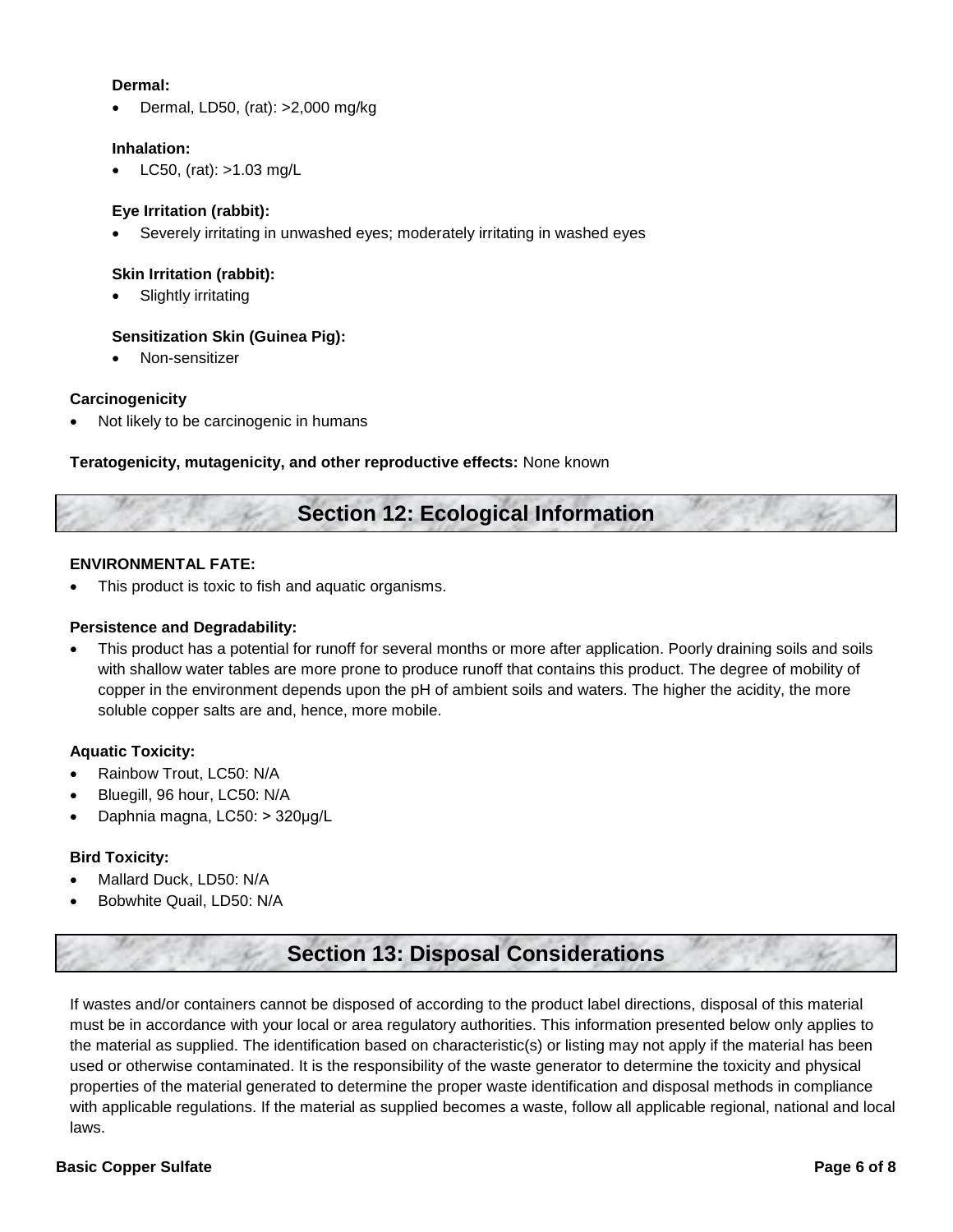**Dermal:**

- Dermal, LD50, (rat): >2,000 mg/kg

**Inhalation:**

- LC50, (rat): >1.03 mg/L

**Eye Irritation (rabbit):**

- Severely irritating in unwashed eyes; moderately irritating in washed eyes

**Skin Irritation (rabbit):**

- Slightly irritating

**Sensitization Skin (Guinea Pig):**

- Non-sensitizer

**Carcinogenicity**

- Not likely to be carcinogenic in humans

**Teratogenicity, mutagenicity, and other reproductive effects:** None known

## Section 12: Ecological Information

**ENVIRONMENTAL FATE:**

- This product is toxic to fish and aquatic organisms.

**Persistence and Degradability:**

- This product has a potential for runoff for several months or more after application. Poorly draining soils and soils with shallow water tables are more prone to produce runoff that contains this product. The degree of mobility of copper in the environment depends upon the pH of ambient soils and waters. The higher the acidity, the more soluble copper salts are and, hence, more mobile.

**Aquatic Toxicity:**

- Rainbow Trout, LC50: N/A
- Bluegill, 96 hour, LC50: N/A
- Daphnia magna, LC50: > 320µg/L

**Bird Toxicity:**

- Mallard Duck, LD50: N/A
- Bobwhite Quail, LD50: N/A

## Section 13: Disposal Considerations

If wastes and/or containers cannot be disposed of according to the product label directions, disposal of this material must be in accordance with your local or area regulatory authorities. This information presented below only applies to the material as supplied. The identification based on characteristic(s) or listing may not apply if the material has been used or otherwise contaminated. It is the responsibility of the waste generator to determine the toxicity and physical properties of the material generated to determine the proper waste identification and disposal methods in compliance with applicable regulations. If the material as supplied becomes a waste, follow all applicable regional, national and local laws.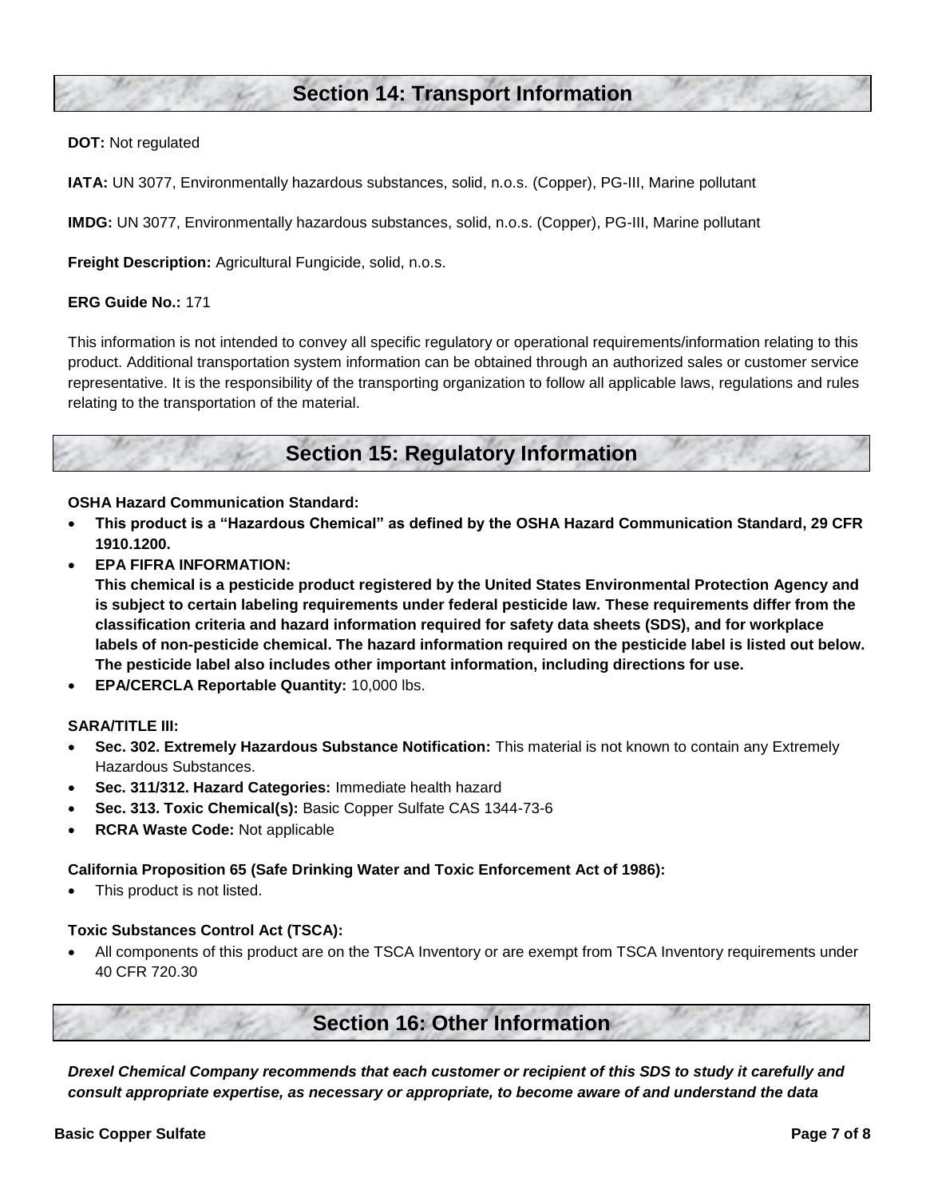## Section 14: Transport Information

**DOT:** Not regulated

**IATA:** UN 3077, Environmentally hazardous substances, solid, n.o.s. (Copper), PG-III, Marine pollutant

**IMDG:** UN 3077, Environmentally hazardous substances, solid, n.o.s. (Copper), PG-III, Marine pollutant

**Freight Description:** Agricultural Fungicide, solid, n.o.s.

**ERG Guide No.:** 171

This information is not intended to convey all specific regulatory or operational requirements/information relating to this product. Additional transportation system information can be obtained through an authorized sales or customer service representative. It is the responsibility of the transporting organization to follow all applicable laws, regulations and rules relating to the transportation of the material.

## Section 15: Regulatory Information

**OSHA Hazard Communication Standard:**

- **This product is a "Hazardous Chemical" as defined by the OSHA Hazard Communication Standard, 29 CFR 1910.1200.**
- **EPA FIFRA INFORMATION:**
  **This chemical is a pesticide product registered by the United States Environmental Protection Agency and is subject to certain labeling requirements under federal pesticide law. These requirements differ from the classification criteria and hazard information required for safety data sheets (SDS), and for workplace labels of non-pesticide chemical. The hazard information required on the pesticide label is listed out below. The pesticide label also includes other important information, including directions for use.**
- **EPA/CERCLA Reportable Quantity:** 10,000 lbs.

**SARA/TITLE III:**

- **Sec. 302. Extremely Hazardous Substance Notification:** This material is not known to contain any Extremely Hazardous Substances.
- **Sec. 311/312. Hazard Categories:** Immediate health hazard
- **Sec. 313. Toxic Chemical(s):** Basic Copper Sulfate CAS 1344-73-6
- **RCRA Waste Code:** Not applicable

**California Proposition 65 (Safe Drinking Water and Toxic Enforcement Act of 1986):**

- This product is not listed.

**Toxic Substances Control Act (TSCA):**

- All components of this product are on the TSCA Inventory or are exempt from TSCA Inventory requirements under 40 CFR 720.30

## Section 16: Other Information

***Drexel Chemical Company recommends that each customer or recipient of this SDS to study it carefully and consult appropriate expertise, as necessary or appropriate, to become aware of and understand the data***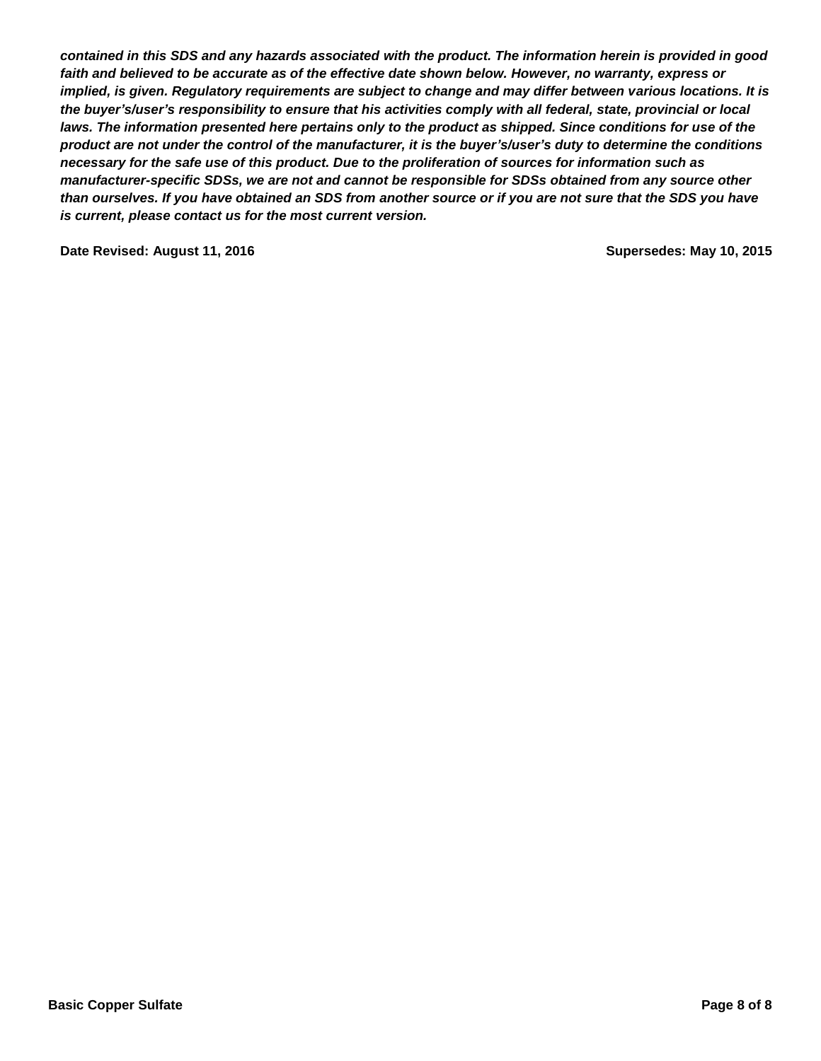***contained in this SDS and any hazards associated with the product. The information herein is provided in good faith and believed to be accurate as of the effective date shown below. However, no warranty, express or implied, is given. Regulatory requirements are subject to change and may differ between various locations. It is the buyer's/user's responsibility to ensure that his activities comply with all federal, state, provincial or local laws. The information presented here pertains only to the product as shipped. Since conditions for use of the product are not under the control of the manufacturer, it is the buyer's/user's duty to determine the conditions necessary for the safe use of this product. Due to the proliferation of sources for information such as manufacturer-specific SDSs, we are not and cannot be responsible for SDSs obtained from any source other than ourselves. If you have obtained an SDS from another source or if you are not sure that the SDS you have is current, please contact us for the most current version.***

**Date Revised: August 11, 2016** **Supersedes: May 10, 2015**